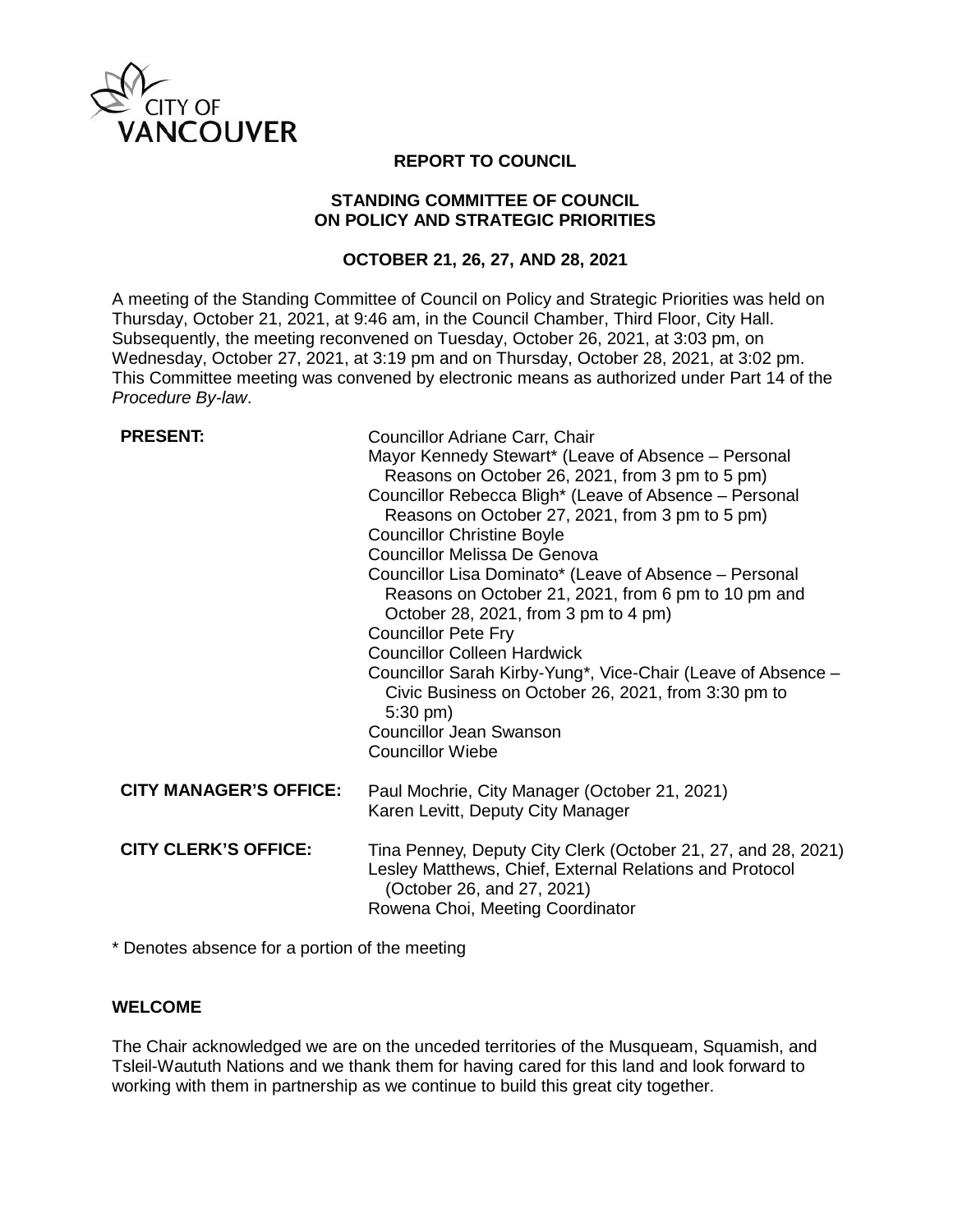# REPORT TO COUNCIL

## STANDING COMMITTEE OF COUNCIL ON POLICY AND STRATEGIC PRIORITIES

### OCTOBER 21, 26, 27, AND 28, 2021

A meeting of the Standing Committee of Council on Policy and Strategic Priorities was held on Thursday, October 21, 2021, at 9:46 am, in the Council Chamber, Third Floor, City Hall. Subsequently, the meeting reconvened on Tuesday, October 26, 2021, at 3:03 pm, on Wednesday, October 27, 2021, at 3:19 pm and on Thursday, October 28, 2021, at 3:02 pm. This Committee meeting was convened by electronic means as authorized under Part 14 of the *Procedure By-law*.

| | |
|---|---|
| **PRESENT:** | Councillor Adriane Carr, Chair<br>Mayor Kennedy Stewart* (Leave of Absence – Personal Reasons on October 26, 2021, from 3 pm to 5 pm)<br>Councillor Rebecca Bligh* (Leave of Absence – Personal Reasons on October 27, 2021, from 3 pm to 5 pm)<br>Councillor Christine Boyle<br>Councillor Melissa De Genova<br>Councillor Lisa Dominato* (Leave of Absence – Personal Reasons on October 21, 2021, from 6 pm to 10 pm and October 28, 2021, from 3 pm to 4 pm)<br>Councillor Pete Fry<br>Councillor Colleen Hardwick<br>Councillor Sarah Kirby-Yung*, Vice-Chair (Leave of Absence – Civic Business on October 26, 2021, from 3:30 pm to 5:30 pm)<br>Councillor Jean Swanson<br>Councillor Wiebe |
| **CITY MANAGER'S OFFICE:** | Paul Mochrie, City Manager (October 21, 2021)<br>Karen Levitt, Deputy City Manager |
| **CITY CLERK'S OFFICE:** | Tina Penney, Deputy City Clerk (October 21, 27, and 28, 2021)<br>Lesley Matthews, Chief, External Relations and Protocol (October 26, and 27, 2021)<br>Rowena Choi, Meeting Coordinator |

\* Denotes absence for a portion of the meeting

## WELCOME

The Chair acknowledged we are on the unceded territories of the Musqueam, Squamish, and Tsleil-Waututh Nations and we thank them for having cared for this land and look forward to working with them in partnership as we continue to build this great city together.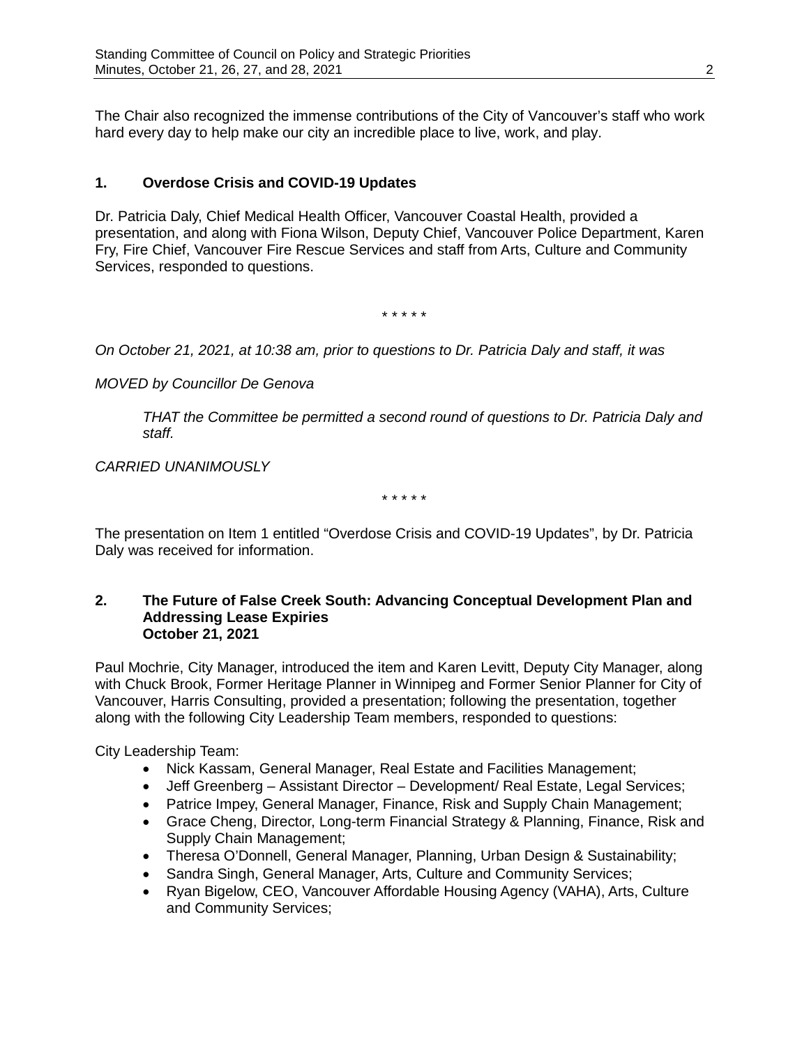The Chair also recognized the immense contributions of the City of Vancouver's staff who work hard every day to help make our city an incredible place to live, work, and play.

## 1. Overdose Crisis and COVID-19 Updates

Dr. Patricia Daly, Chief Medical Health Officer, Vancouver Coastal Health, provided a presentation, and along with Fiona Wilson, Deputy Chief, Vancouver Police Department, Karen Fry, Fire Chief, Vancouver Fire Rescue Services and staff from Arts, Culture and Community Services, responded to questions.

\* \* \* \* \*

*On October 21, 2021, at 10:38 am, prior to questions to Dr. Patricia Daly and staff, it was*

*MOVED by Councillor De Genova*

> *THAT the Committee be permitted a second round of questions to Dr. Patricia Daly and staff.*

*CARRIED UNANIMOUSLY*

\* \* \* \* \*

The presentation on Item 1 entitled "Overdose Crisis and COVID-19 Updates", by Dr. Patricia Daly was received for information.

## 2. The Future of False Creek South: Advancing Conceptual Development Plan and Addressing Lease Expiries
**October 21, 2021**

Paul Mochrie, City Manager, introduced the item and Karen Levitt, Deputy City Manager, along with Chuck Brook, Former Heritage Planner in Winnipeg and Former Senior Planner for City of Vancouver, Harris Consulting, provided a presentation; following the presentation, together along with the following City Leadership Team members, responded to questions:

City Leadership Team:

- Nick Kassam, General Manager, Real Estate and Facilities Management;
- Jeff Greenberg – Assistant Director – Development/ Real Estate, Legal Services;
- Patrice Impey, General Manager, Finance, Risk and Supply Chain Management;
- Grace Cheng, Director, Long-term Financial Strategy & Planning, Finance, Risk and Supply Chain Management;
- Theresa O'Donnell, General Manager, Planning, Urban Design & Sustainability;
- Sandra Singh, General Manager, Arts, Culture and Community Services;
- Ryan Bigelow, CEO, Vancouver Affordable Housing Agency (VAHA), Arts, Culture and Community Services;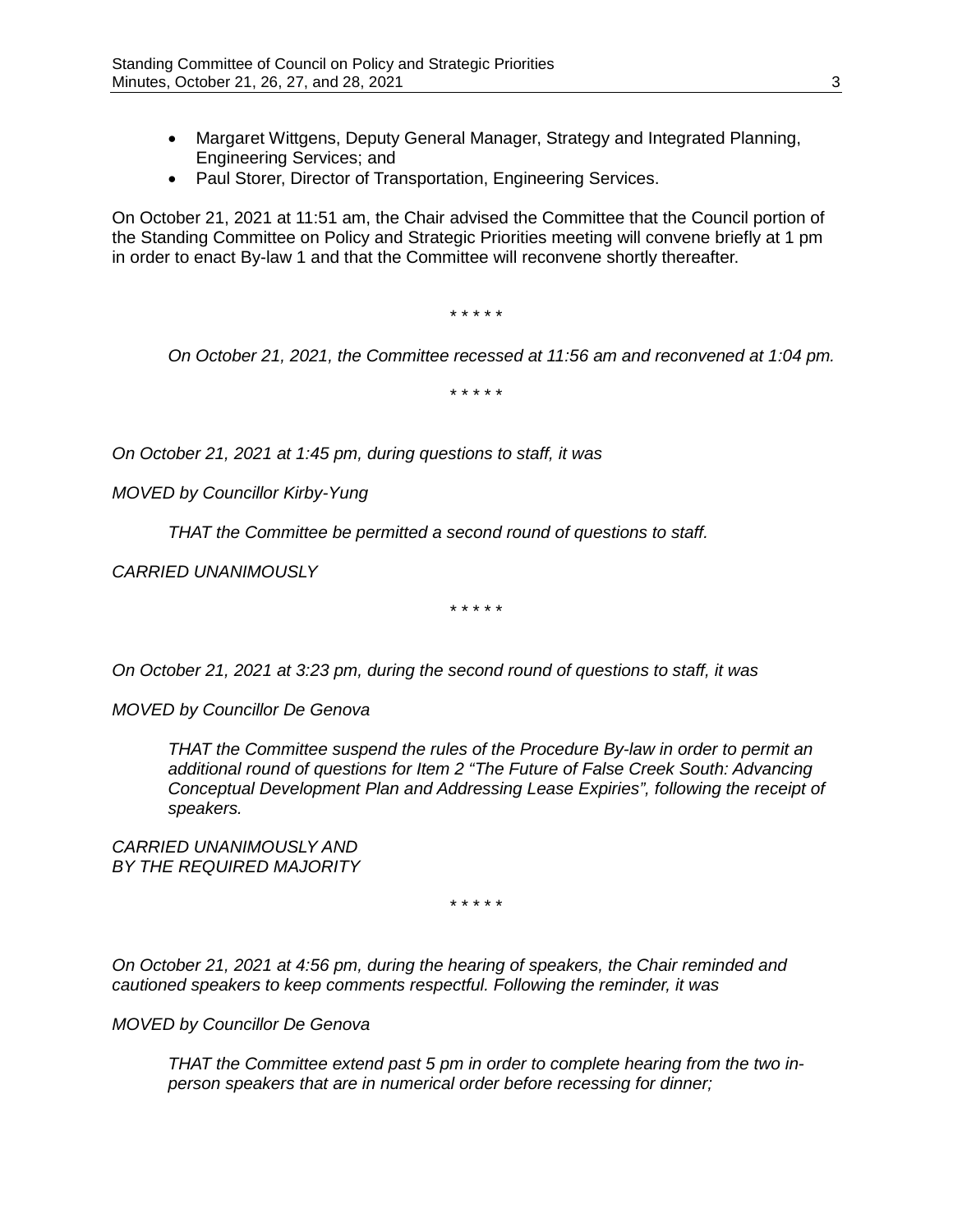- Margaret Wittgens, Deputy General Manager, Strategy and Integrated Planning, Engineering Services; and
- Paul Storer, Director of Transportation, Engineering Services.

On October 21, 2021 at 11:51 am, the Chair advised the Committee that the Council portion of the Standing Committee on Policy and Strategic Priorities meeting will convene briefly at 1 pm in order to enact By-law 1 and that the Committee will reconvene shortly thereafter.

\* \* \* \* \*

*On October 21, 2021, the Committee recessed at 11:56 am and reconvened at 1:04 pm.*

\* \* \* \* \*

*On October 21, 2021 at 1:45 pm, during questions to staff, it was*

*MOVED by Councillor Kirby-Yung*

> *THAT the Committee be permitted a second round of questions to staff.*

*CARRIED UNANIMOUSLY*

\* \* \* \* \*

*On October 21, 2021 at 3:23 pm, during the second round of questions to staff, it was*

*MOVED by Councillor De Genova*

> *THAT the Committee suspend the rules of the Procedure By-law in order to permit an additional round of questions for Item 2 "The Future of False Creek South: Advancing Conceptual Development Plan and Addressing Lease Expiries", following the receipt of speakers.*

*CARRIED UNANIMOUSLY AND BY THE REQUIRED MAJORITY*

\* \* \* \* \*

*On October 21, 2021 at 4:56 pm, during the hearing of speakers, the Chair reminded and cautioned speakers to keep comments respectful. Following the reminder, it was*

*MOVED by Councillor De Genova*

> *THAT the Committee extend past 5 pm in order to complete hearing from the two in-person speakers that are in numerical order before recessing for dinner;*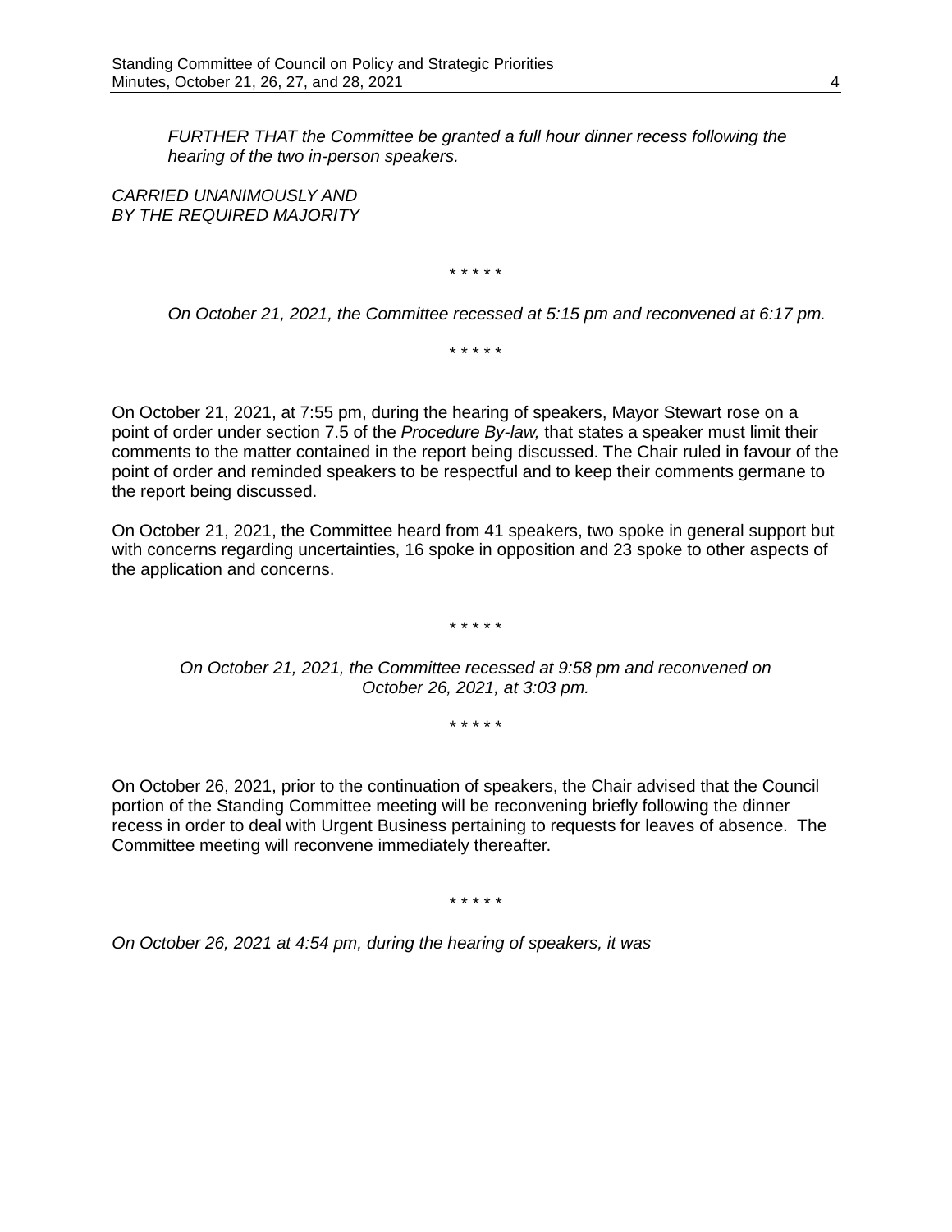*FURTHER THAT the Committee be granted a full hour dinner recess following the hearing of the two in-person speakers.*

*CARRIED UNANIMOUSLY AND BY THE REQUIRED MAJORITY*

\* \* \* \* \*

*On October 21, 2021, the Committee recessed at 5:15 pm and reconvened at 6:17 pm.*

\* \* \* \* \*

On October 21, 2021, at 7:55 pm, during the hearing of speakers, Mayor Stewart rose on a point of order under section 7.5 of the *Procedure By-law,* that states a speaker must limit their comments to the matter contained in the report being discussed. The Chair ruled in favour of the point of order and reminded speakers to be respectful and to keep their comments germane to the report being discussed.

On October 21, 2021, the Committee heard from 41 speakers, two spoke in general support but with concerns regarding uncertainties, 16 spoke in opposition and 23 spoke to other aspects of the application and concerns.

\* \* \* \* \*

*On October 21, 2021, the Committee recessed at 9:58 pm and reconvened on October 26, 2021, at 3:03 pm.*

\* \* \* \* \*

On October 26, 2021, prior to the continuation of speakers, the Chair advised that the Council portion of the Standing Committee meeting will be reconvening briefly following the dinner recess in order to deal with Urgent Business pertaining to requests for leaves of absence. The Committee meeting will reconvene immediately thereafter.

\* \* \* \* \*

*On October 26, 2021 at 4:54 pm, during the hearing of speakers, it was*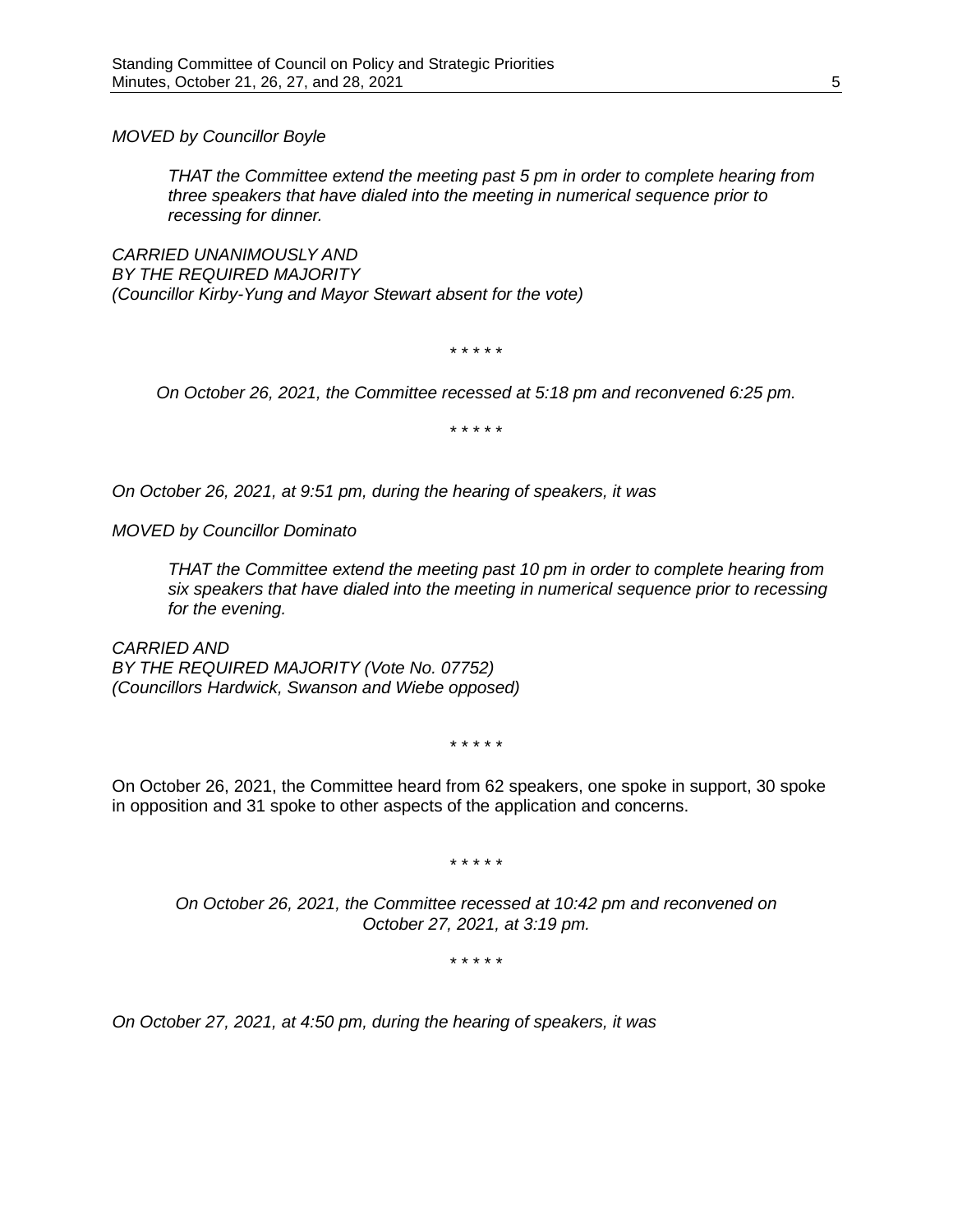*MOVED by Councillor Boyle*

> *THAT the Committee extend the meeting past 5 pm in order to complete hearing from three speakers that have dialed into the meeting in numerical sequence prior to recessing for dinner.*

*CARRIED UNANIMOUSLY AND*
*BY THE REQUIRED MAJORITY*
*(Councillor Kirby-Yung and Mayor Stewart absent for the vote)*

\* \* \* \* \*

*On October 26, 2021, the Committee recessed at 5:18 pm and reconvened 6:25 pm.*

\* \* \* \* \*

*On October 26, 2021, at 9:51 pm, during the hearing of speakers, it was*

*MOVED by Councillor Dominato*

> *THAT the Committee extend the meeting past 10 pm in order to complete hearing from six speakers that have dialed into the meeting in numerical sequence prior to recessing for the evening.*

*CARRIED AND*
*BY THE REQUIRED MAJORITY (Vote No. 07752)*
*(Councillors Hardwick, Swanson and Wiebe opposed)*

\* \* \* \* \*

On October 26, 2021, the Committee heard from 62 speakers, one spoke in support, 30 spoke in opposition and 31 spoke to other aspects of the application and concerns.

\* \* \* \* \*

*On October 26, 2021, the Committee recessed at 10:42 pm and reconvened on October 27, 2021, at 3:19 pm.*

\* \* \* \* \*

*On October 27, 2021, at 4:50 pm, during the hearing of speakers, it was*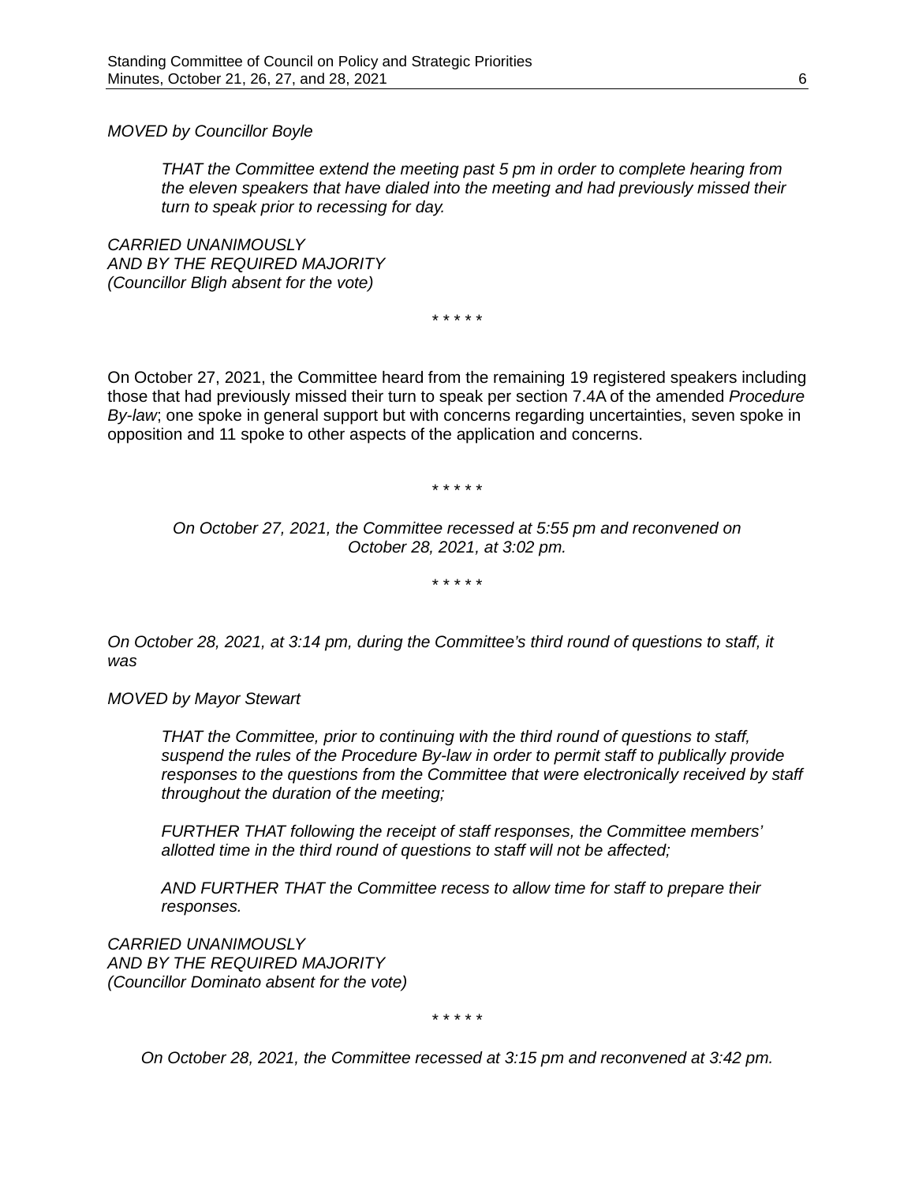*MOVED by Councillor Boyle*

> *THAT the Committee extend the meeting past 5 pm in order to complete hearing from the eleven speakers that have dialed into the meeting and had previously missed their turn to speak prior to recessing for day.*

*CARRIED UNANIMOUSLY*
*AND BY THE REQUIRED MAJORITY*
*(Councillor Bligh absent for the vote)*

\* \* \* \* \*

On October 27, 2021, the Committee heard from the remaining 19 registered speakers including those that had previously missed their turn to speak per section 7.4A of the amended *Procedure By-law*; one spoke in general support but with concerns regarding uncertainties, seven spoke in opposition and 11 spoke to other aspects of the application and concerns.

\* \* \* \* \*

*On October 27, 2021, the Committee recessed at 5:55 pm and reconvened on October 28, 2021, at 3:02 pm.*

\* \* \* \* \*

*On October 28, 2021, at 3:14 pm, during the Committee's third round of questions to staff, it was*

*MOVED by Mayor Stewart*

> *THAT the Committee, prior to continuing with the third round of questions to staff, suspend the rules of the Procedure By-law in order to permit staff to publically provide responses to the questions from the Committee that were electronically received by staff throughout the duration of the meeting;*
>
> *FURTHER THAT following the receipt of staff responses, the Committee members' allotted time in the third round of questions to staff will not be affected;*
>
> *AND FURTHER THAT the Committee recess to allow time for staff to prepare their responses.*

*CARRIED UNANIMOUSLY*
*AND BY THE REQUIRED MAJORITY*
*(Councillor Dominato absent for the vote)*

\* \* \* \* \*

*On October 28, 2021, the Committee recessed at 3:15 pm and reconvened at 3:42 pm.*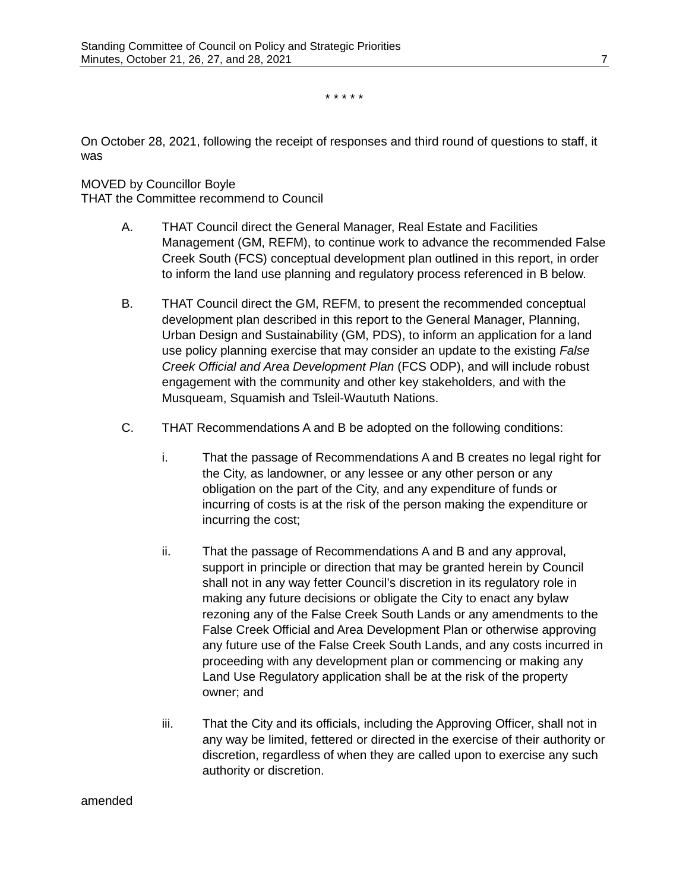\* \* \* \* \*

On October 28, 2021, following the receipt of responses and third round of questions to staff, it was

MOVED by Councillor Boyle
THAT the Committee recommend to Council

A. THAT Council direct the General Manager, Real Estate and Facilities Management (GM, REFM), to continue work to advance the recommended False Creek South (FCS) conceptual development plan outlined in this report, in order to inform the land use planning and regulatory process referenced in B below.

B. THAT Council direct the GM, REFM, to present the recommended conceptual development plan described in this report to the General Manager, Planning, Urban Design and Sustainability (GM, PDS), to inform an application for a land use policy planning exercise that may consider an update to the existing *False Creek Official and Area Development Plan* (FCS ODP), and will include robust engagement with the community and other key stakeholders, and with the Musqueam, Squamish and Tsleil-Waututh Nations.

C. THAT Recommendations A and B be adopted on the following conditions:

   i. That the passage of Recommendations A and B creates no legal right for the City, as landowner, or any lessee or any other person or any obligation on the part of the City, and any expenditure of funds or incurring of costs is at the risk of the person making the expenditure or incurring the cost;

   ii. That the passage of Recommendations A and B and any approval, support in principle or direction that may be granted herein by Council shall not in any way fetter Council's discretion in its regulatory role in making any future decisions or obligate the City to enact any bylaw rezoning any of the False Creek South Lands or any amendments to the False Creek Official and Area Development Plan or otherwise approving any future use of the False Creek South Lands, and any costs incurred in proceeding with any development plan or commencing or making any Land Use Regulatory application shall be at the risk of the property owner; and

   iii. That the City and its officials, including the Approving Officer, shall not in any way be limited, fettered or directed in the exercise of their authority or discretion, regardless of when they are called upon to exercise any such authority or discretion.

amended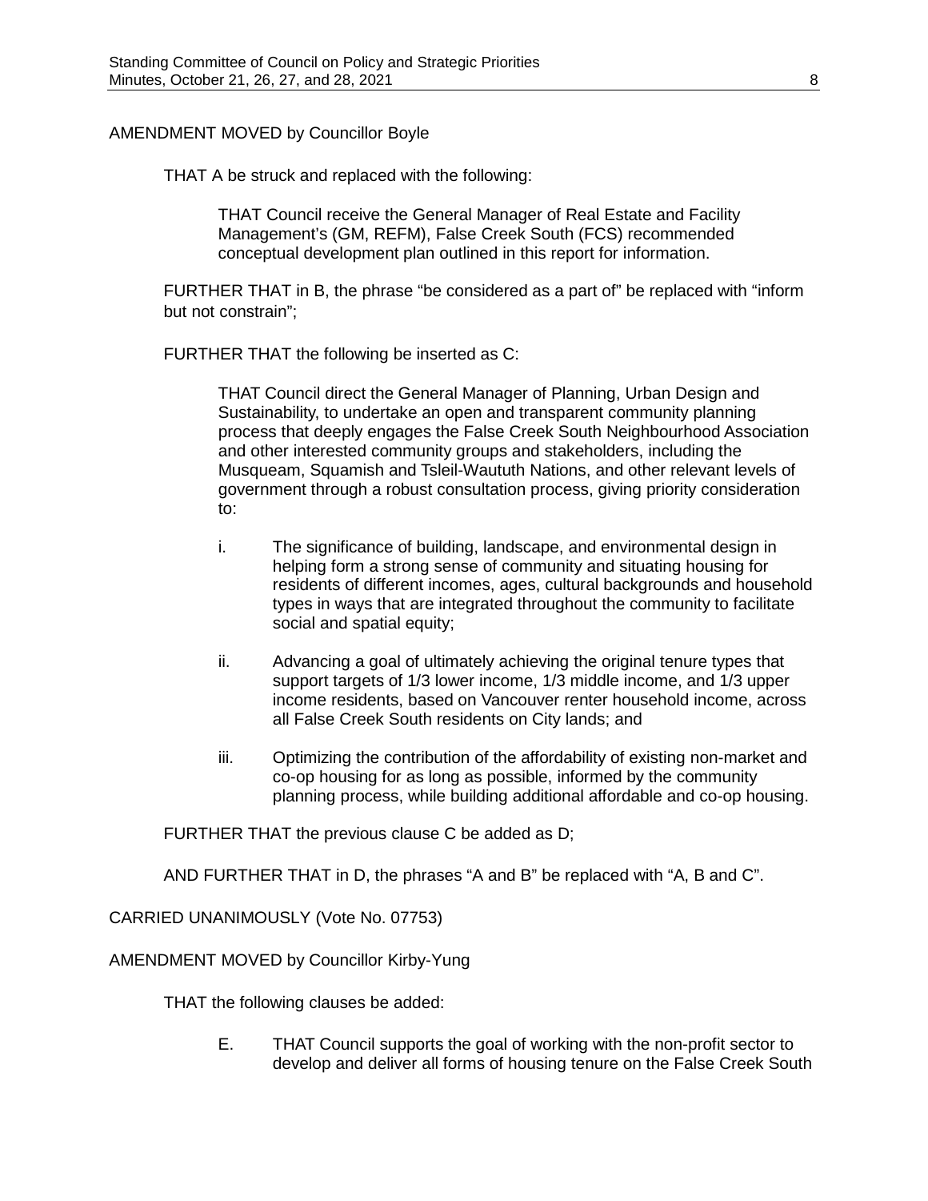AMENDMENT MOVED by Councillor Boyle

THAT A be struck and replaced with the following:

> THAT Council receive the General Manager of Real Estate and Facility Management's (GM, REFM), False Creek South (FCS) recommended conceptual development plan outlined in this report for information.

FURTHER THAT in B, the phrase "be considered as a part of" be replaced with "inform but not constrain";

FURTHER THAT the following be inserted as C:

> THAT Council direct the General Manager of Planning, Urban Design and Sustainability, to undertake an open and transparent community planning process that deeply engages the False Creek South Neighbourhood Association and other interested community groups and stakeholders, including the Musqueam, Squamish and Tsleil-Waututh Nations, and other relevant levels of government through a robust consultation process, giving priority consideration to:
>
> i. The significance of building, landscape, and environmental design in helping form a strong sense of community and situating housing for residents of different incomes, ages, cultural backgrounds and household types in ways that are integrated throughout the community to facilitate social and spatial equity;
>
> ii. Advancing a goal of ultimately achieving the original tenure types that support targets of 1/3 lower income, 1/3 middle income, and 1/3 upper income residents, based on Vancouver renter household income, across all False Creek South residents on City lands; and
>
> iii. Optimizing the contribution of the affordability of existing non-market and co-op housing for as long as possible, informed by the community planning process, while building additional affordable and co-op housing.

FURTHER THAT the previous clause C be added as D;

AND FURTHER THAT in D, the phrases "A and B" be replaced with "A, B and C".

CARRIED UNANIMOUSLY (Vote No. 07753)

AMENDMENT MOVED by Councillor Kirby-Yung

THAT the following clauses be added:

> E. THAT Council supports the goal of working with the non-profit sector to develop and deliver all forms of housing tenure on the False Creek South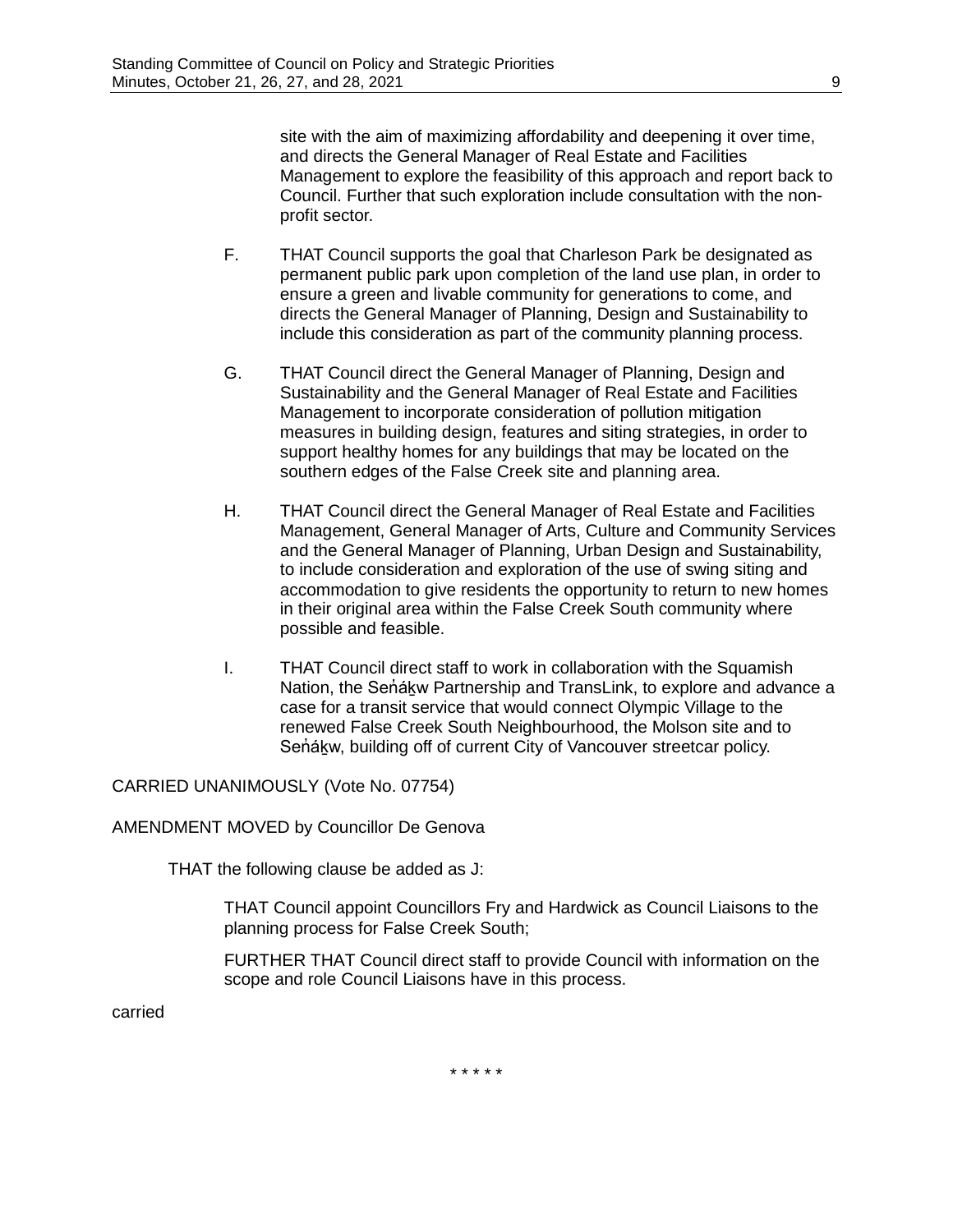site with the aim of maximizing affordability and deepening it over time, and directs the General Manager of Real Estate and Facilities Management to explore the feasibility of this approach and report back to Council. Further that such exploration include consultation with the non-profit sector.

F. THAT Council supports the goal that Charleson Park be designated as permanent public park upon completion of the land use plan, in order to ensure a green and livable community for generations to come, and directs the General Manager of Planning, Design and Sustainability to include this consideration as part of the community planning process.

G. THAT Council direct the General Manager of Planning, Design and Sustainability and the General Manager of Real Estate and Facilities Management to incorporate consideration of pollution mitigation measures in building design, features and siting strategies, in order to support healthy homes for any buildings that may be located on the southern edges of the False Creek site and planning area.

H. THAT Council direct the General Manager of Real Estate and Facilities Management, General Manager of Arts, Culture and Community Services and the General Manager of Planning, Urban Design and Sustainability, to include consideration and exploration of the use of swing siting and accommodation to give residents the opportunity to return to new homes in their original area within the False Creek South community where possible and feasible.

I. THAT Council direct staff to work in collaboration with the Squamish Nation, the Seṅáḵw Partnership and TransLink, to explore and advance a case for a transit service that would connect Olympic Village to the renewed False Creek South Neighbourhood, the Molson site and to Seṅáḵw, building off of current City of Vancouver streetcar policy.

CARRIED UNANIMOUSLY (Vote No. 07754)

AMENDMENT MOVED by Councillor De Genova

THAT the following clause be added as J:

THAT Council appoint Councillors Fry and Hardwick as Council Liaisons to the planning process for False Creek South;

FURTHER THAT Council direct staff to provide Council with information on the scope and role Council Liaisons have in this process.

carried

\* \* \* \* \*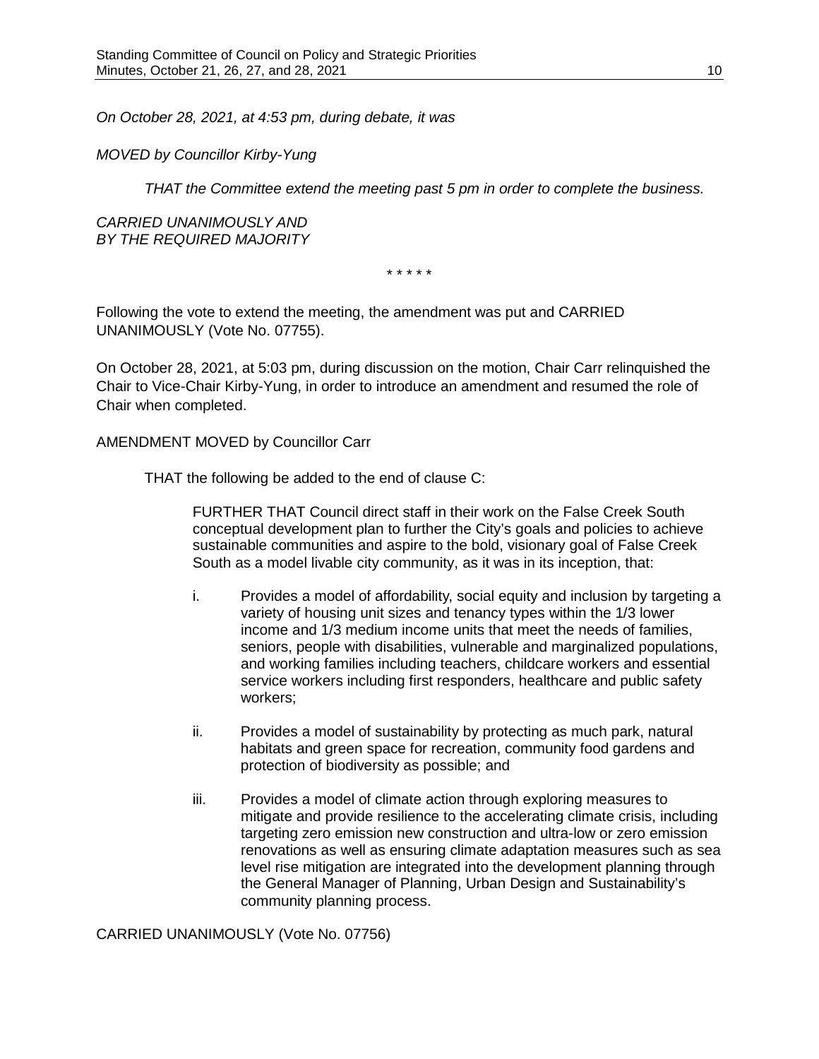*On October 28, 2021, at 4:53 pm, during debate, it was*

*MOVED by Councillor Kirby-Yung*

> *THAT the Committee extend the meeting past 5 pm in order to complete the business.*

*CARRIED UNANIMOUSLY AND*
*BY THE REQUIRED MAJORITY*

\* \* \* \* \*

Following the vote to extend the meeting, the amendment was put and CARRIED UNANIMOUSLY (Vote No. 07755).

On October 28, 2021, at 5:03 pm, during discussion on the motion, Chair Carr relinquished the Chair to Vice-Chair Kirby-Yung, in order to introduce an amendment and resumed the role of Chair when completed.

AMENDMENT MOVED by Councillor Carr

> THAT the following be added to the end of clause C:
>
> > FURTHER THAT Council direct staff in their work on the False Creek South conceptual development plan to further the City's goals and policies to achieve sustainable communities and aspire to the bold, visionary goal of False Creek South as a model livable city community, as it was in its inception, that:
> >
> > i. Provides a model of affordability, social equity and inclusion by targeting a variety of housing unit sizes and tenancy types within the 1/3 lower income and 1/3 medium income units that meet the needs of families, seniors, people with disabilities, vulnerable and marginalized populations, and working families including teachers, childcare workers and essential service workers including first responders, healthcare and public safety workers;
> >
> > ii. Provides a model of sustainability by protecting as much park, natural habitats and green space for recreation, community food gardens and protection of biodiversity as possible; and
> >
> > iii. Provides a model of climate action through exploring measures to mitigate and provide resilience to the accelerating climate crisis, including targeting zero emission new construction and ultra-low or zero emission renovations as well as ensuring climate adaptation measures such as sea level rise mitigation are integrated into the development planning through the General Manager of Planning, Urban Design and Sustainability's community planning process.

CARRIED UNANIMOUSLY (Vote No. 07756)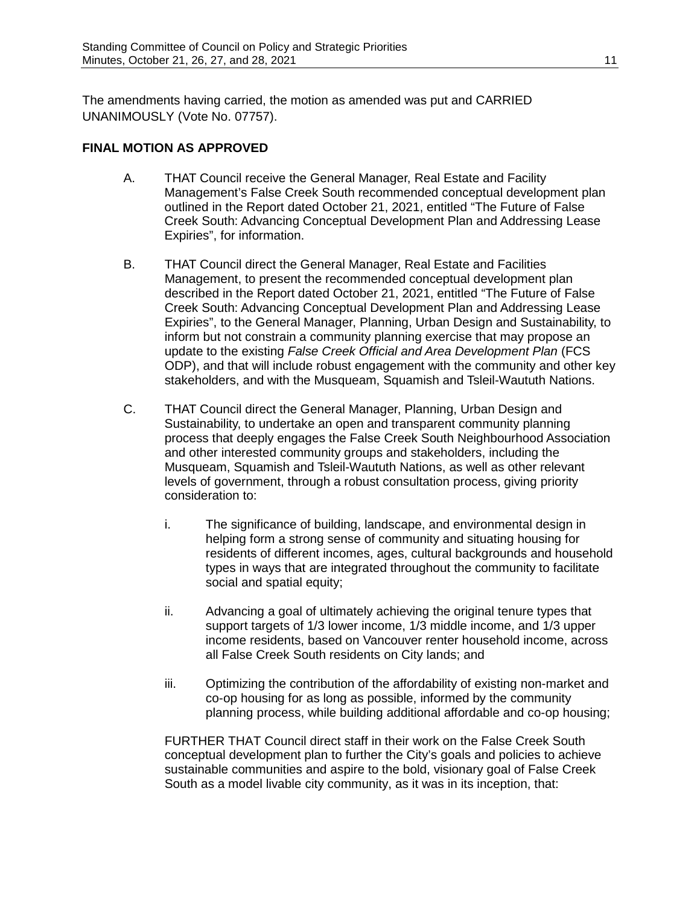The amendments having carried, the motion as amended was put and CARRIED UNANIMOUSLY (Vote No. 07757).

**FINAL MOTION AS APPROVED**

A. THAT Council receive the General Manager, Real Estate and Facility Management's False Creek South recommended conceptual development plan outlined in the Report dated October 21, 2021, entitled "The Future of False Creek South: Advancing Conceptual Development Plan and Addressing Lease Expiries", for information.

B. THAT Council direct the General Manager, Real Estate and Facilities Management, to present the recommended conceptual development plan described in the Report dated October 21, 2021, entitled "The Future of False Creek South: Advancing Conceptual Development Plan and Addressing Lease Expiries", to the General Manager, Planning, Urban Design and Sustainability, to inform but not constrain a community planning exercise that may propose an update to the existing *False Creek Official and Area Development Plan* (FCS ODP), and that will include robust engagement with the community and other key stakeholders, and with the Musqueam, Squamish and Tsleil-Waututh Nations.

C. THAT Council direct the General Manager, Planning, Urban Design and Sustainability, to undertake an open and transparent community planning process that deeply engages the False Creek South Neighbourhood Association and other interested community groups and stakeholders, including the Musqueam, Squamish and Tsleil-Waututh Nations, as well as other relevant levels of government, through a robust consultation process, giving priority consideration to:

   i. The significance of building, landscape, and environmental design in helping form a strong sense of community and situating housing for residents of different incomes, ages, cultural backgrounds and household types in ways that are integrated throughout the community to facilitate social and spatial equity;

   ii. Advancing a goal of ultimately achieving the original tenure types that support targets of 1/3 lower income, 1/3 middle income, and 1/3 upper income residents, based on Vancouver renter household income, across all False Creek South residents on City lands; and

   iii. Optimizing the contribution of the affordability of existing non-market and co-op housing for as long as possible, informed by the community planning process, while building additional affordable and co-op housing;

   FURTHER THAT Council direct staff in their work on the False Creek South conceptual development plan to further the City's goals and policies to achieve sustainable communities and aspire to the bold, visionary goal of False Creek South as a model livable city community, as it was in its inception, that: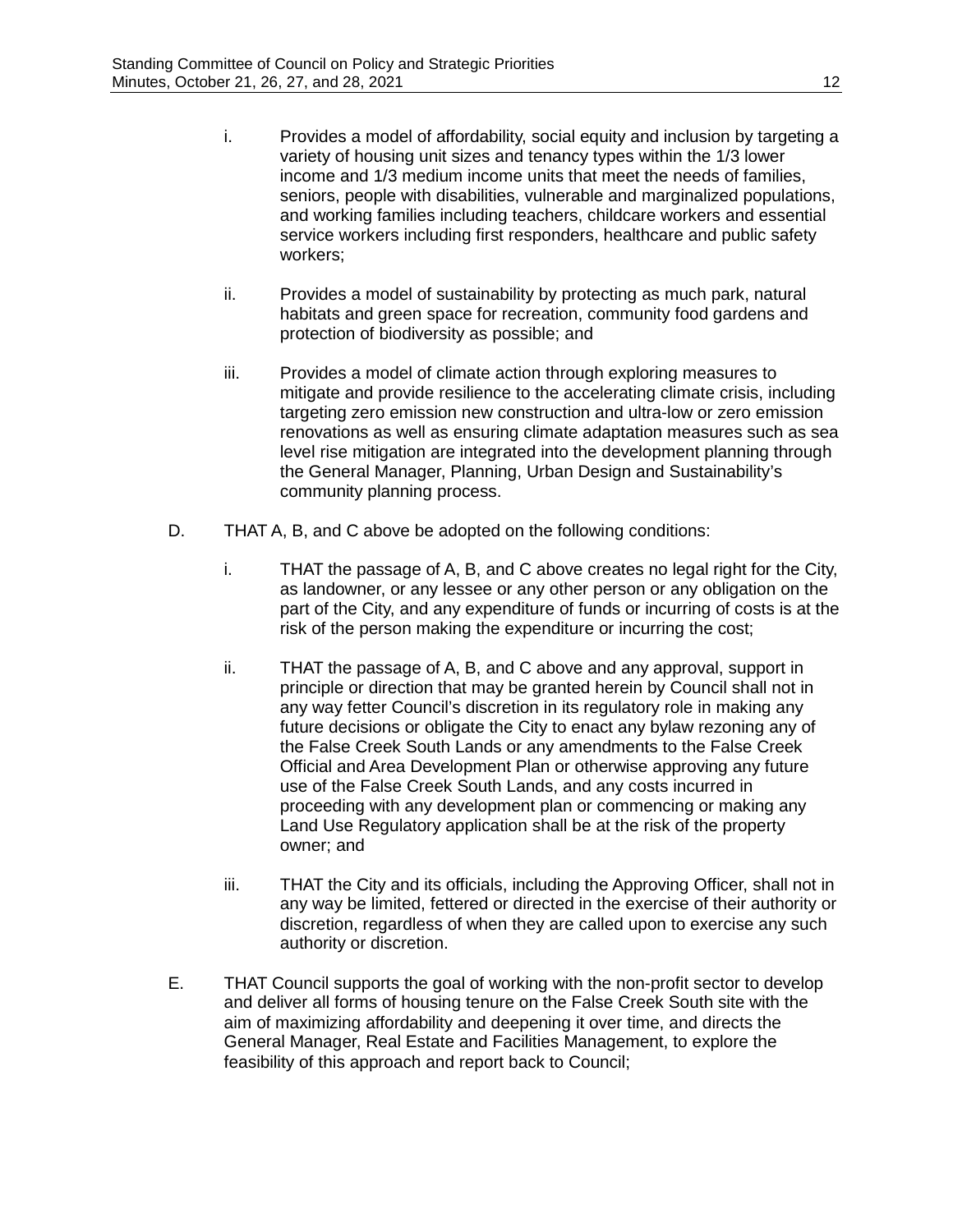i. Provides a model of affordability, social equity and inclusion by targeting a variety of housing unit sizes and tenancy types within the 1/3 lower income and 1/3 medium income units that meet the needs of families, seniors, people with disabilities, vulnerable and marginalized populations, and working families including teachers, childcare workers and essential service workers including first responders, healthcare and public safety workers;

ii. Provides a model of sustainability by protecting as much park, natural habitats and green space for recreation, community food gardens and protection of biodiversity as possible; and

iii. Provides a model of climate action through exploring measures to mitigate and provide resilience to the accelerating climate crisis, including targeting zero emission new construction and ultra-low or zero emission renovations as well as ensuring climate adaptation measures such as sea level rise mitigation are integrated into the development planning through the General Manager, Planning, Urban Design and Sustainability's community planning process.

D. THAT A, B, and C above be adopted on the following conditions:

i. THAT the passage of A, B, and C above creates no legal right for the City, as landowner, or any lessee or any other person or any obligation on the part of the City, and any expenditure of funds or incurring of costs is at the risk of the person making the expenditure or incurring the cost;

ii. THAT the passage of A, B, and C above and any approval, support in principle or direction that may be granted herein by Council shall not in any way fetter Council's discretion in its regulatory role in making any future decisions or obligate the City to enact any bylaw rezoning any of the False Creek South Lands or any amendments to the False Creek Official and Area Development Plan or otherwise approving any future use of the False Creek South Lands, and any costs incurred in proceeding with any development plan or commencing or making any Land Use Regulatory application shall be at the risk of the property owner; and

iii. THAT the City and its officials, including the Approving Officer, shall not in any way be limited, fettered or directed in the exercise of their authority or discretion, regardless of when they are called upon to exercise any such authority or discretion.

E. THAT Council supports the goal of working with the non-profit sector to develop and deliver all forms of housing tenure on the False Creek South site with the aim of maximizing affordability and deepening it over time, and directs the General Manager, Real Estate and Facilities Management, to explore the feasibility of this approach and report back to Council;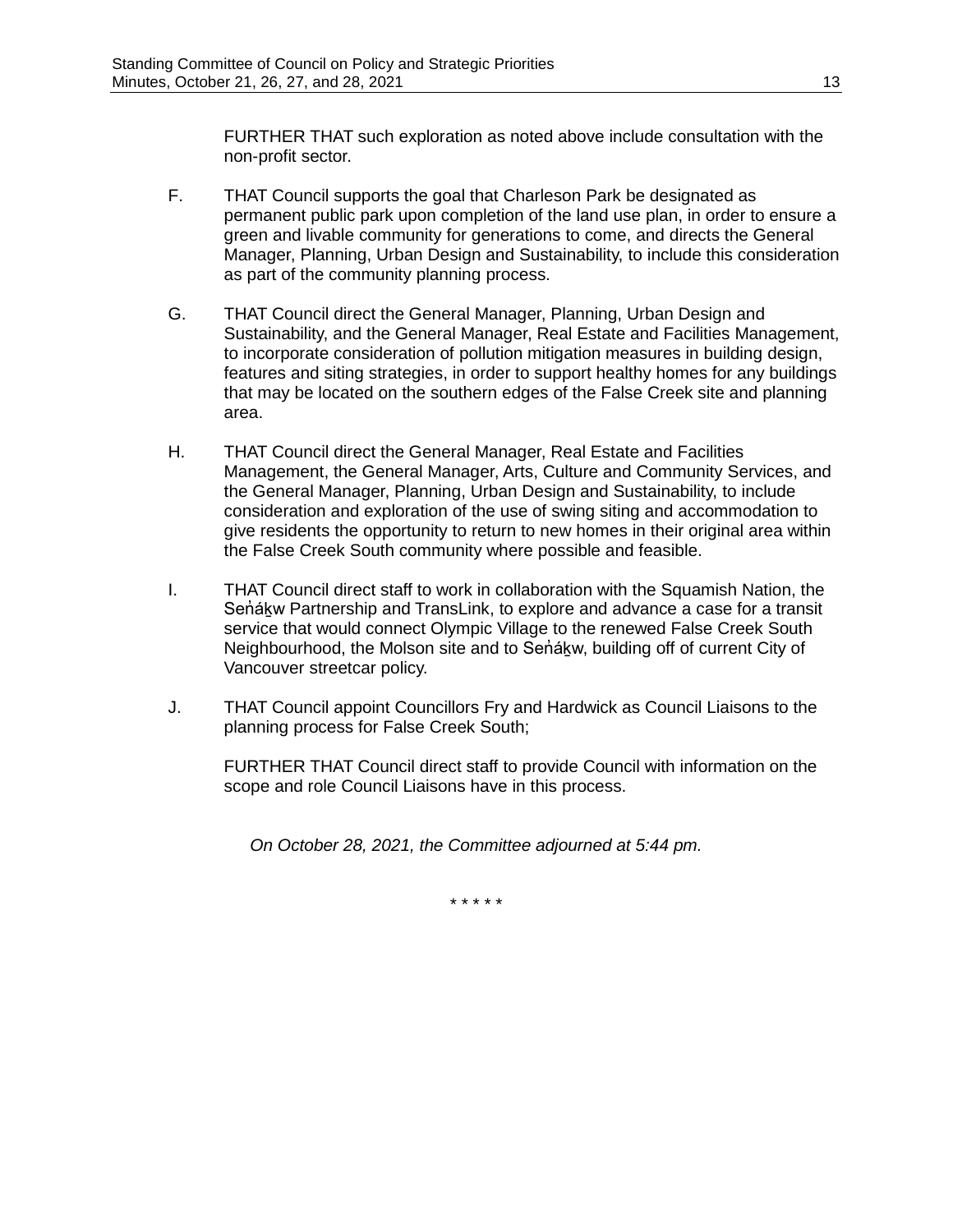FURTHER THAT such exploration as noted above include consultation with the non-profit sector.

F. THAT Council supports the goal that Charleson Park be designated as permanent public park upon completion of the land use plan, in order to ensure a green and livable community for generations to come, and directs the General Manager, Planning, Urban Design and Sustainability, to include this consideration as part of the community planning process.

G. THAT Council direct the General Manager, Planning, Urban Design and Sustainability, and the General Manager, Real Estate and Facilities Management, to incorporate consideration of pollution mitigation measures in building design, features and siting strategies, in order to support healthy homes for any buildings that may be located on the southern edges of the False Creek site and planning area.

H. THAT Council direct the General Manager, Real Estate and Facilities Management, the General Manager, Arts, Culture and Community Services, and the General Manager, Planning, Urban Design and Sustainability, to include consideration and exploration of the use of swing siting and accommodation to give residents the opportunity to return to new homes in their original area within the False Creek South community where possible and feasible.

I. THAT Council direct staff to work in collaboration with the Squamish Nation, the Seṅáḵw Partnership and TransLink, to explore and advance a case for a transit service that would connect Olympic Village to the renewed False Creek South Neighbourhood, the Molson site and to Seṅáḵw, building off of current City of Vancouver streetcar policy.

J. THAT Council appoint Councillors Fry and Hardwick as Council Liaisons to the planning process for False Creek South;

FURTHER THAT Council direct staff to provide Council with information on the scope and role Council Liaisons have in this process.

*On October 28, 2021, the Committee adjourned at 5:44 pm.*

* * * * *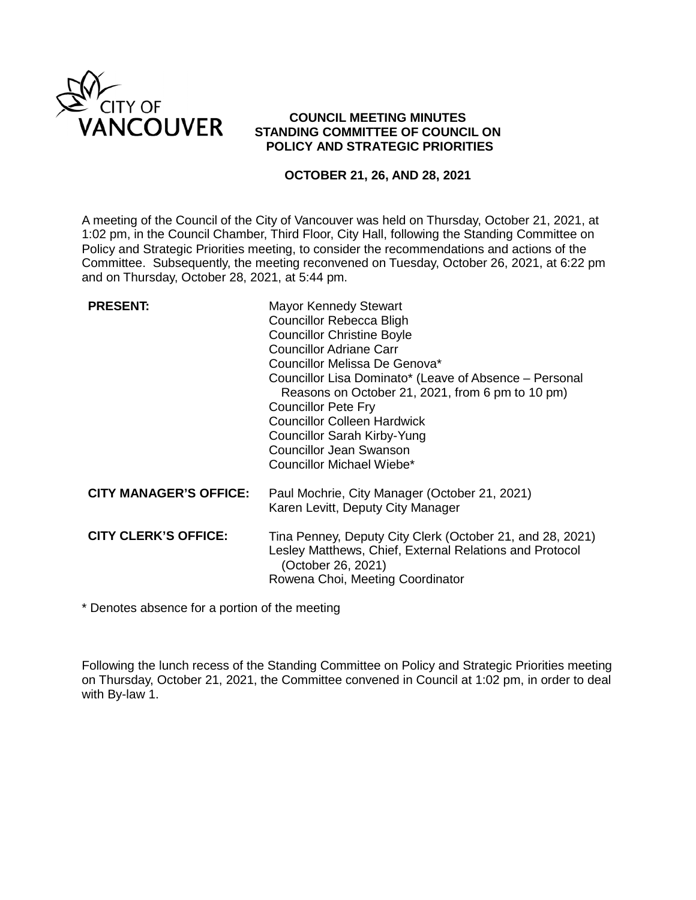# COUNCIL MEETING MINUTES
## STANDING COMMITTEE OF COUNCIL ON POLICY AND STRATEGIC PRIORITIES

**OCTOBER 21, 26, AND 28, 2021**

A meeting of the Council of the City of Vancouver was held on Thursday, October 21, 2021, at 1:02 pm, in the Council Chamber, Third Floor, City Hall, following the Standing Committee on Policy and Strategic Priorities meeting, to consider the recommendations and actions of the Committee. Subsequently, the meeting reconvened on Tuesday, October 26, 2021, at 6:22 pm and on Thursday, October 28, 2021, at 5:44 pm.

| | |
|---|---|
| **PRESENT:** | Mayor Kennedy Stewart<br>Councillor Rebecca Bligh<br>Councillor Christine Boyle<br>Councillor Adriane Carr<br>Councillor Melissa De Genova*<br>Councillor Lisa Dominato* (Leave of Absence – Personal Reasons on October 21, 2021, from 6 pm to 10 pm)<br>Councillor Pete Fry<br>Councillor Colleen Hardwick<br>Councillor Sarah Kirby-Yung<br>Councillor Jean Swanson<br>Councillor Michael Wiebe* |
| **CITY MANAGER'S OFFICE:** | Paul Mochrie, City Manager (October 21, 2021)<br>Karen Levitt, Deputy City Manager |
| **CITY CLERK'S OFFICE:** | Tina Penney, Deputy City Clerk (October 21, and 28, 2021)<br>Lesley Matthews, Chief, External Relations and Protocol (October 26, 2021)<br>Rowena Choi, Meeting Coordinator |

\* Denotes absence for a portion of the meeting

Following the lunch recess of the Standing Committee on Policy and Strategic Priorities meeting on Thursday, October 21, 2021, the Committee convened in Council at 1:02 pm, in order to deal with By-law 1.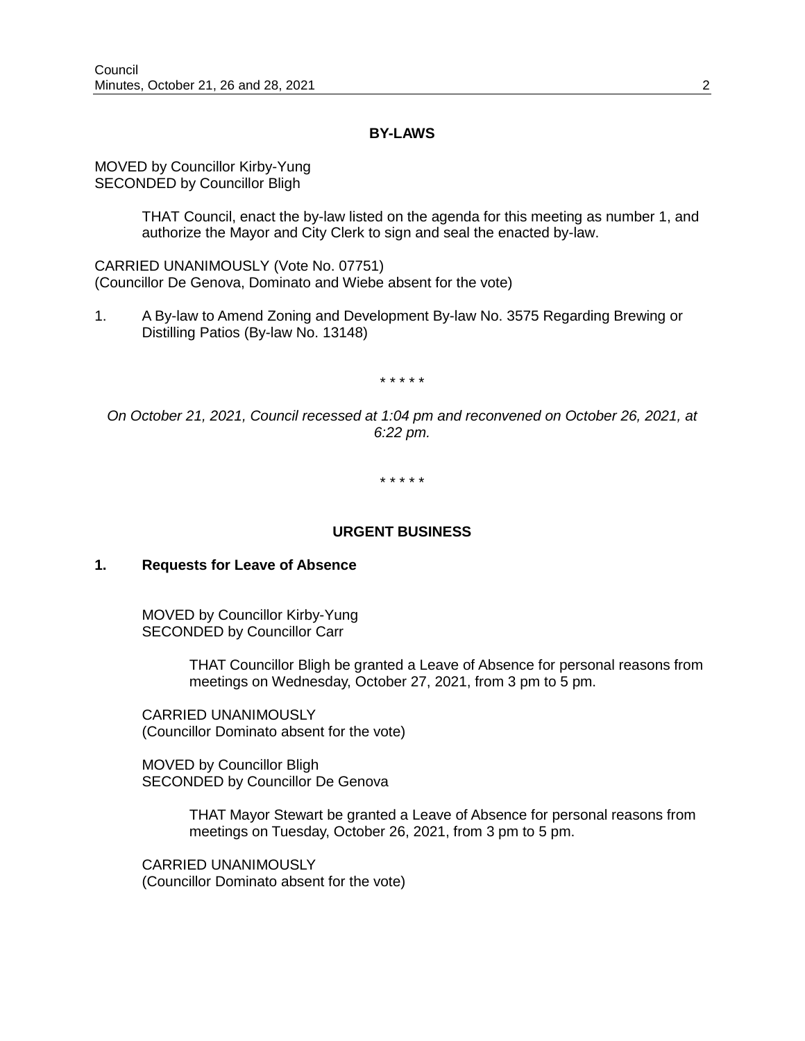## BY-LAWS

MOVED by Councillor Kirby-Yung
SECONDED by Councillor Bligh

> THAT Council, enact the by-law listed on the agenda for this meeting as number 1, and authorize the Mayor and City Clerk to sign and seal the enacted by-law.

CARRIED UNANIMOUSLY (Vote No. 07751)
(Councillor De Genova, Dominato and Wiebe absent for the vote)

1. A By-law to Amend Zoning and Development By-law No. 3575 Regarding Brewing or Distilling Patios (By-law No. 13148)

\* \* \* \* \*

*On October 21, 2021, Council recessed at 1:04 pm and reconvened on October 26, 2021, at 6:22 pm.*

\* \* \* \* \*

## URGENT BUSINESS

### 1. Requests for Leave of Absence

MOVED by Councillor Kirby-Yung
SECONDED by Councillor Carr

> THAT Councillor Bligh be granted a Leave of Absence for personal reasons from meetings on Wednesday, October 27, 2021, from 3 pm to 5 pm.

CARRIED UNANIMOUSLY
(Councillor Dominato absent for the vote)

MOVED by Councillor Bligh
SECONDED by Councillor De Genova

> THAT Mayor Stewart be granted a Leave of Absence for personal reasons from meetings on Tuesday, October 26, 2021, from 3 pm to 5 pm.

CARRIED UNANIMOUSLY
(Councillor Dominato absent for the vote)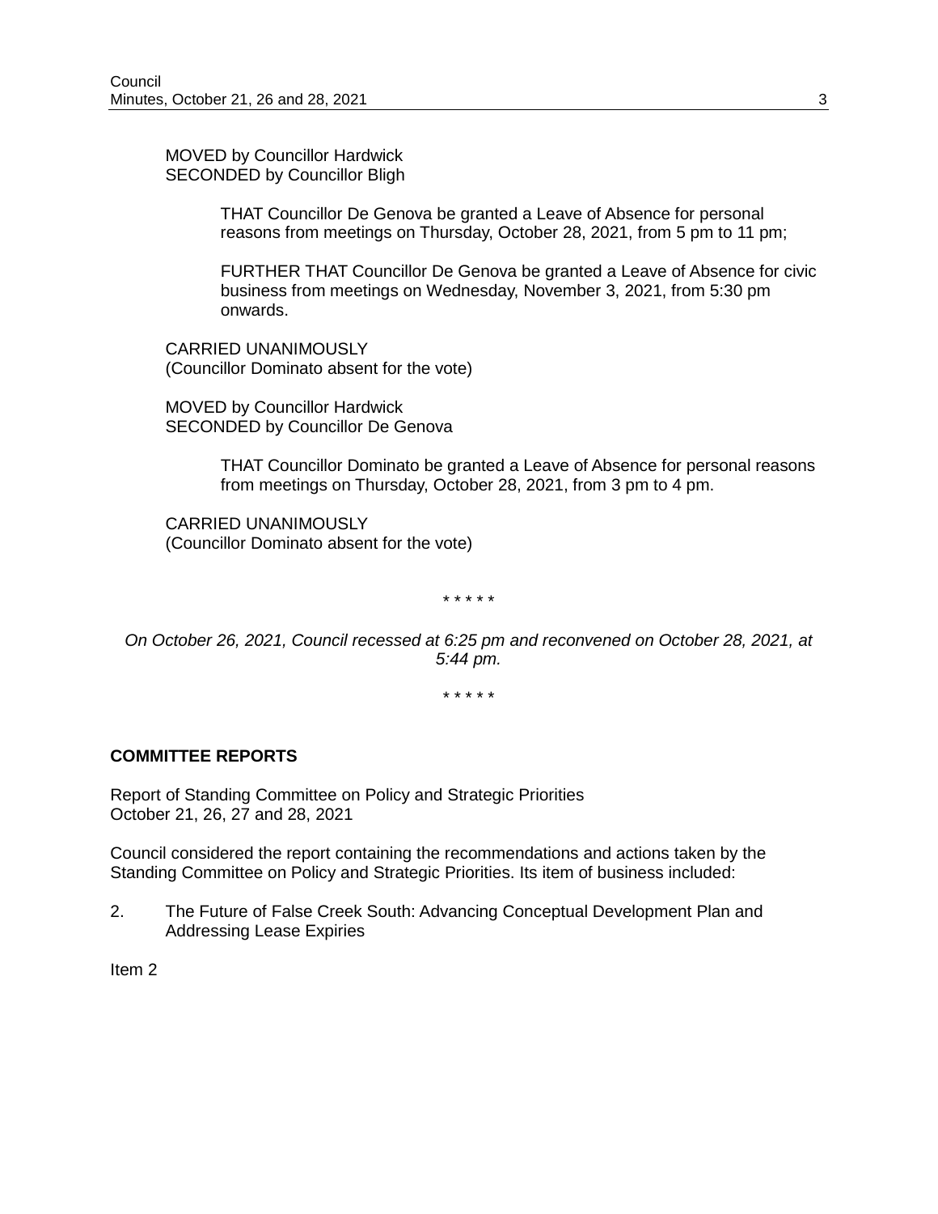MOVED by Councillor Hardwick
SECONDED by Councillor Bligh

> THAT Councillor De Genova be granted a Leave of Absence for personal reasons from meetings on Thursday, October 28, 2021, from 5 pm to 11 pm;
>
> FURTHER THAT Councillor De Genova be granted a Leave of Absence for civic business from meetings on Wednesday, November 3, 2021, from 5:30 pm onwards.

CARRIED UNANIMOUSLY
(Councillor Dominato absent for the vote)

MOVED by Councillor Hardwick
SECONDED by Councillor De Genova

> THAT Councillor Dominato be granted a Leave of Absence for personal reasons from meetings on Thursday, October 28, 2021, from 3 pm to 4 pm.

CARRIED UNANIMOUSLY
(Councillor Dominato absent for the vote)

\* \* \* \* \*

*On October 26, 2021, Council recessed at 6:25 pm and reconvened on October 28, 2021, at 5:44 pm.*

\* \* \* \* \*

**COMMITTEE REPORTS**

Report of Standing Committee on Policy and Strategic Priorities
October 21, 26, 27 and 28, 2021

Council considered the report containing the recommendations and actions taken by the Standing Committee on Policy and Strategic Priorities. Its item of business included:

2. The Future of False Creek South: Advancing Conceptual Development Plan and Addressing Lease Expiries

Item 2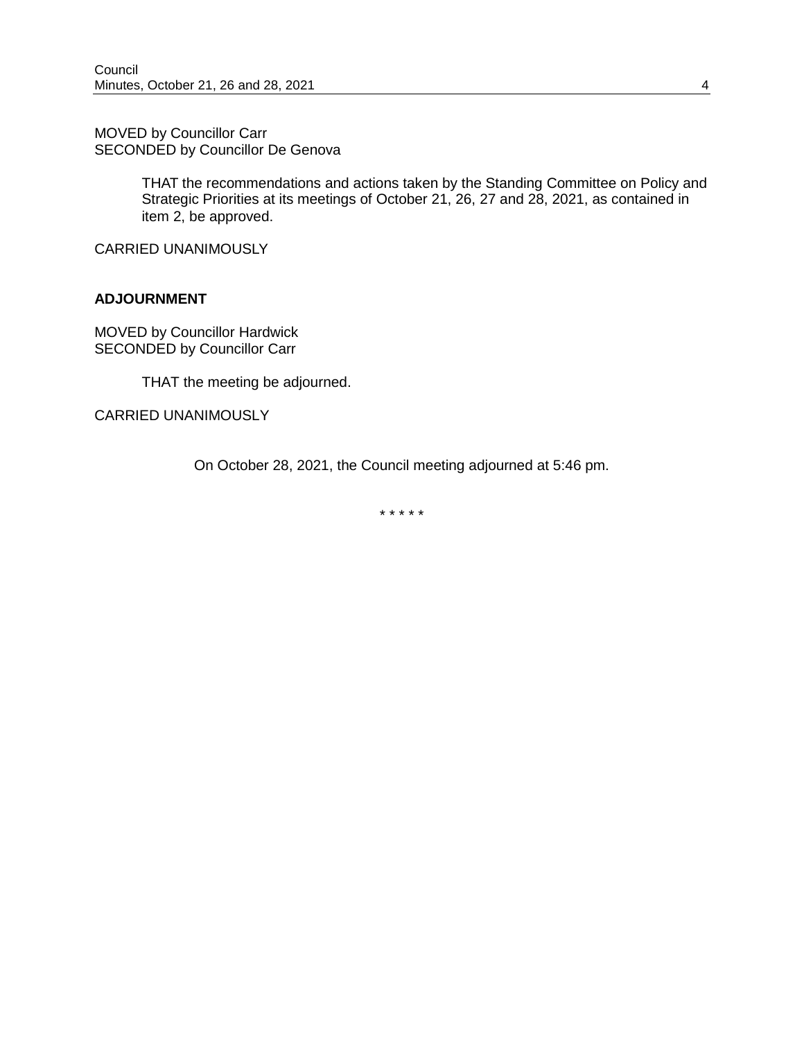MOVED by Councillor Carr
SECONDED by Councillor De Genova

> THAT the recommendations and actions taken by the Standing Committee on Policy and Strategic Priorities at its meetings of October 21, 26, 27 and 28, 2021, as contained in item 2, be approved.

CARRIED UNANIMOUSLY

**ADJOURNMENT**

MOVED by Councillor Hardwick
SECONDED by Councillor Carr

> THAT the meeting be adjourned.

CARRIED UNANIMOUSLY

On October 28, 2021, the Council meeting adjourned at 5:46 pm.

* * * * *